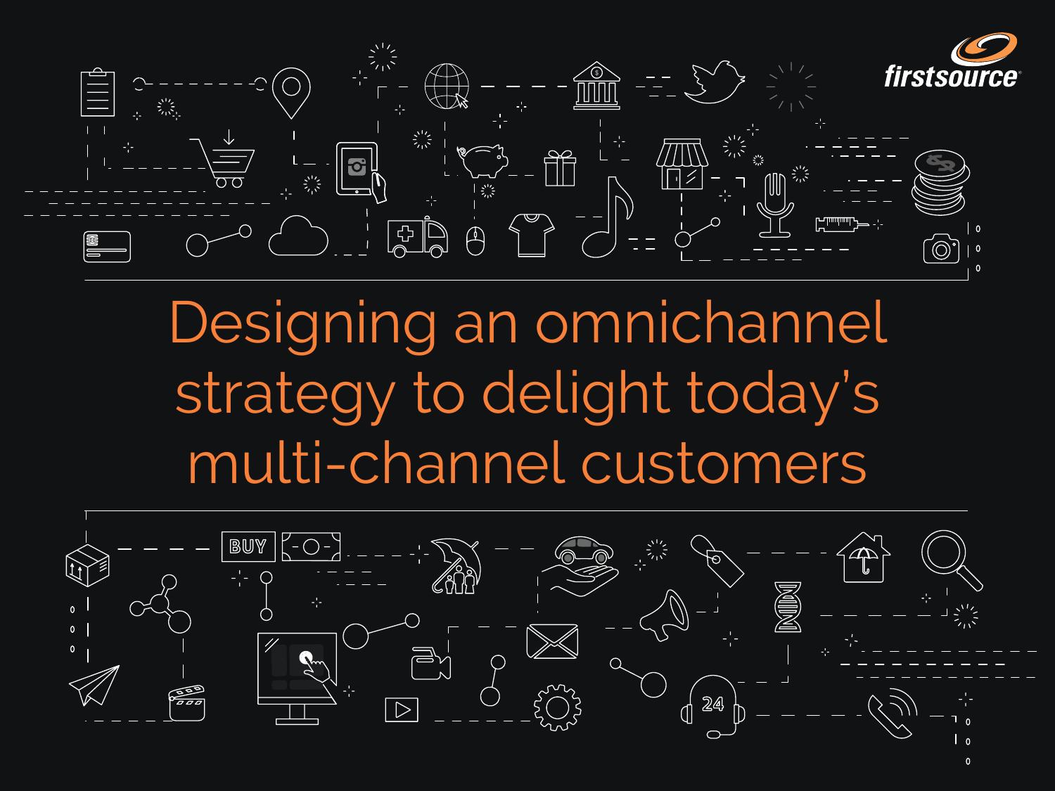# Designing an omnichannel strategy to delight today's multi-channel customers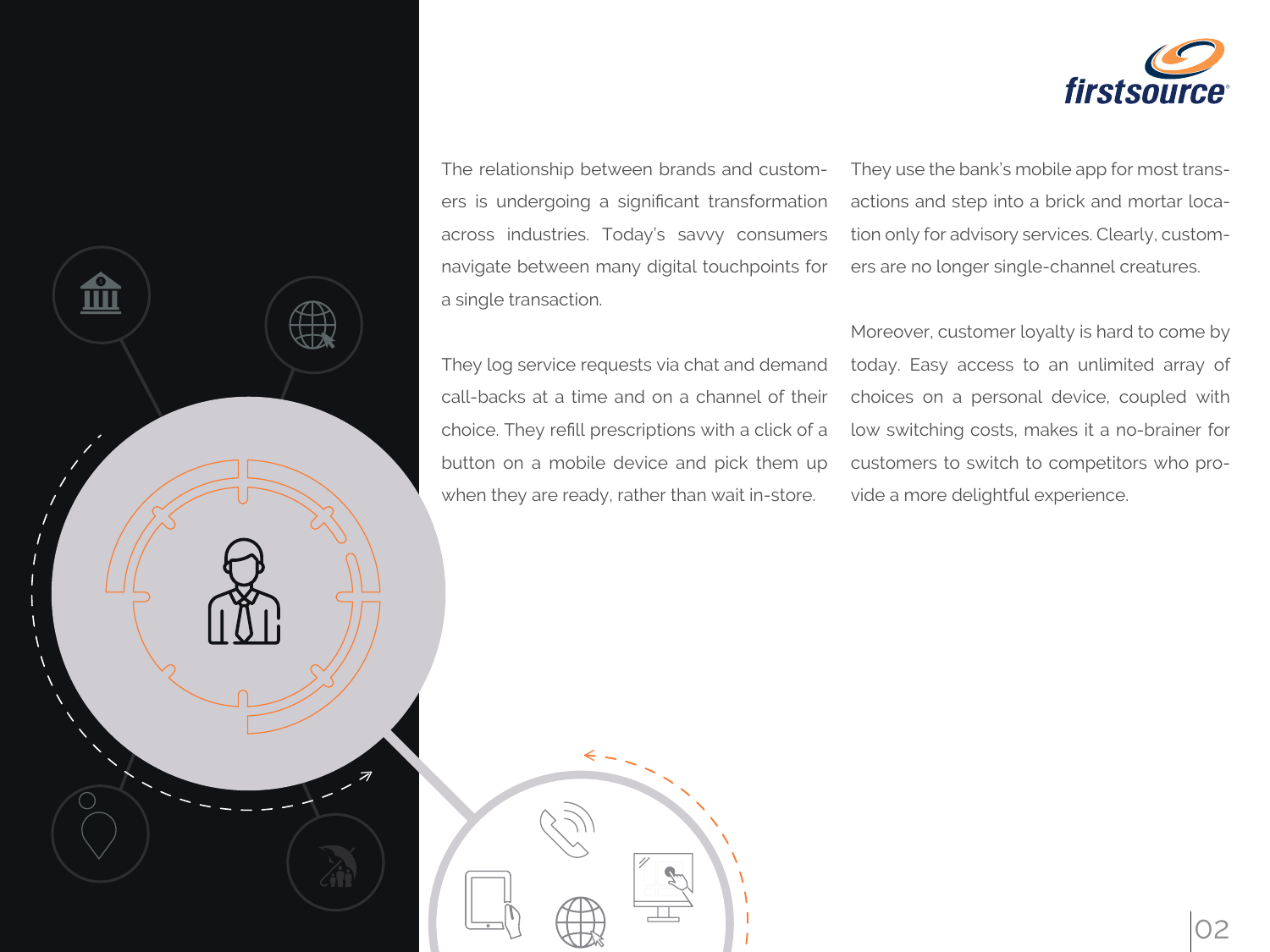The relationship between brands and customers is undergoing a significant transformation across industries. Today's savvy consumers navigate between many digital touchpoints for a single transaction.

They log service requests via chat and demand call-backs at a time and on a channel of their choice. They refill prescriptions with a click of a button on a mobile device and pick them up when they are ready, rather than wait in-store. They use the bank's mobile app for most transactions and step into a brick and mortar location only for advisory services. Clearly, customers are no longer single-channel creatures.

Moreover, customer loyalty is hard to come by today. Easy access to an unlimited array of choices on a personal device, coupled with low switching costs, makes it a no-brainer for customers to switch to competitors who provide a more delightful experience.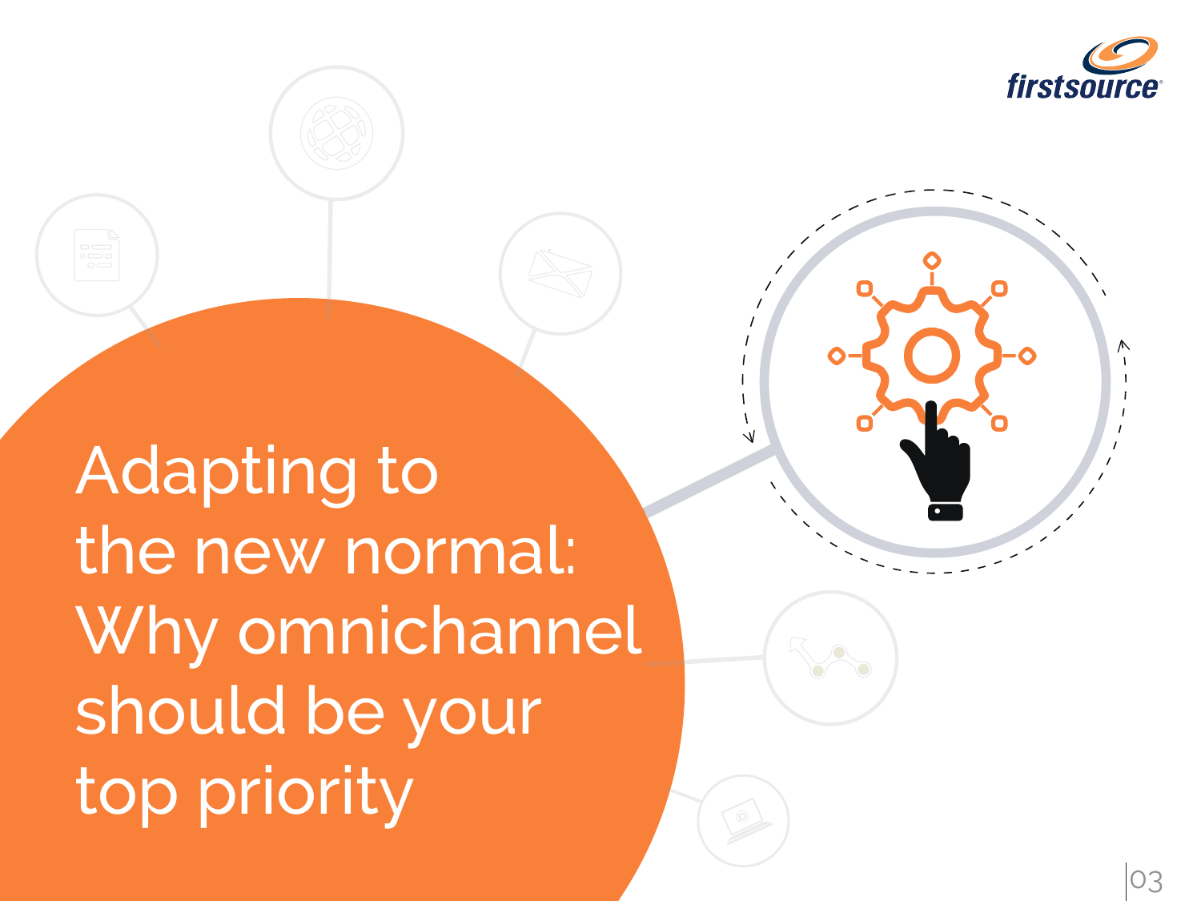# Adapting to the new normal: Why omnichannel should be your top priority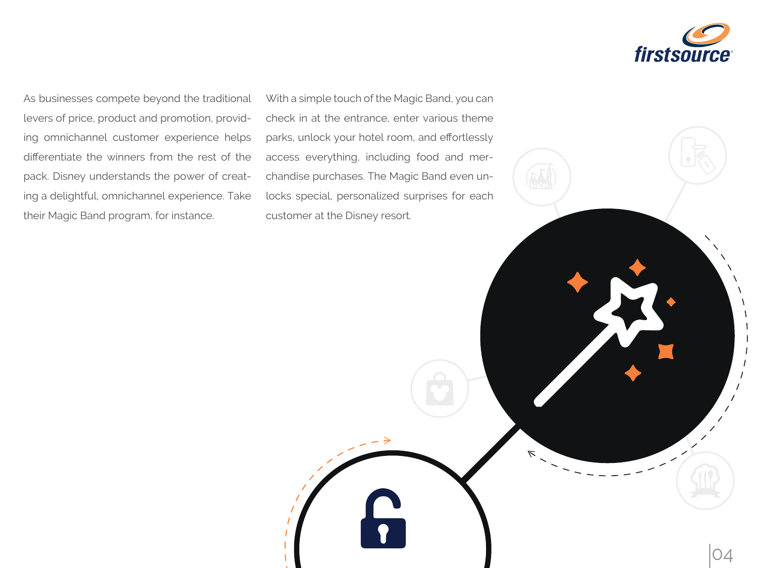As businesses compete beyond the traditional levers of price, product and promotion, providing omnichannel customer experience helps differentiate the winners from the rest of the pack. Disney understands the power of creating a delightful, omnichannel experience. Take their Magic Band program, for instance.

With a simple touch of the Magic Band, you can check in at the entrance, enter various theme parks, unlock your hotel room, and effortlessly access everything, including food and merchandise purchases. The Magic Band even unlocks special, personalized surprises for each customer at the Disney resort.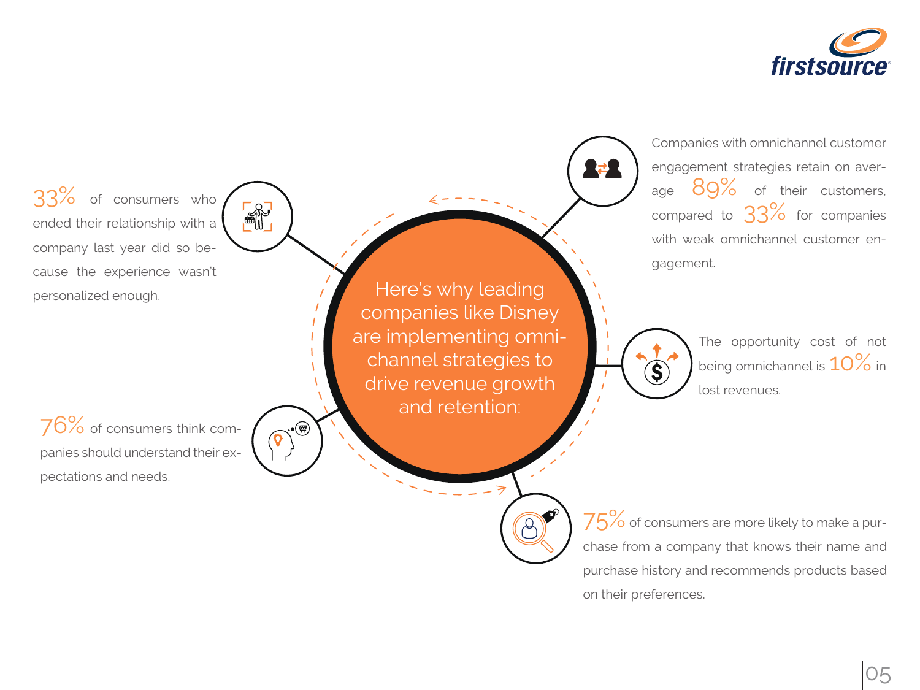## Here's why leading companies like Disney are implementing omnichannel strategies to drive revenue growth and retention:

33% of consumers who ended their relationship with a company last year did so because the experience wasn't personalized enough.

76% of consumers think companies should understand their expectations and needs.

Companies with omnichannel customer engagement strategies retain on average 89% of their customers, compared to 33% for companies with weak omnichannel customer engagement.

The opportunity cost of not being omnichannel is 10% in lost revenues.

75% of consumers are more likely to make a purchase from a company that knows their name and purchase history and recommends products based on their preferences.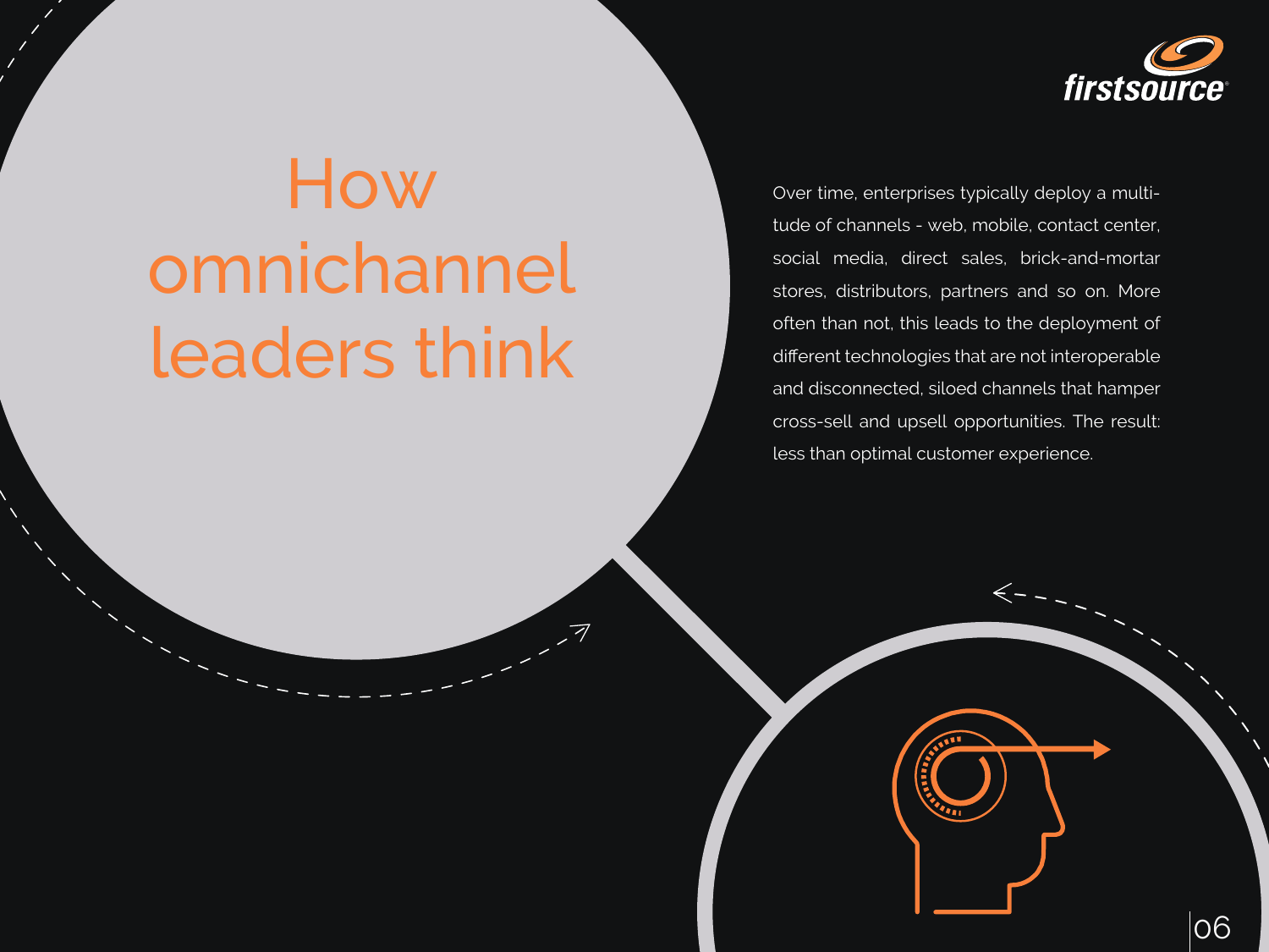# How omnichannel leaders think

Over time, enterprises typically deploy a multitude of channels - web, mobile, contact center, social media, direct sales, brick-and-mortar stores, distributors, partners and so on. More often than not, this leads to the deployment of different technologies that are not interoperable and disconnected, siloed channels that hamper cross-sell and upsell opportunities. The result: less than optimal customer experience.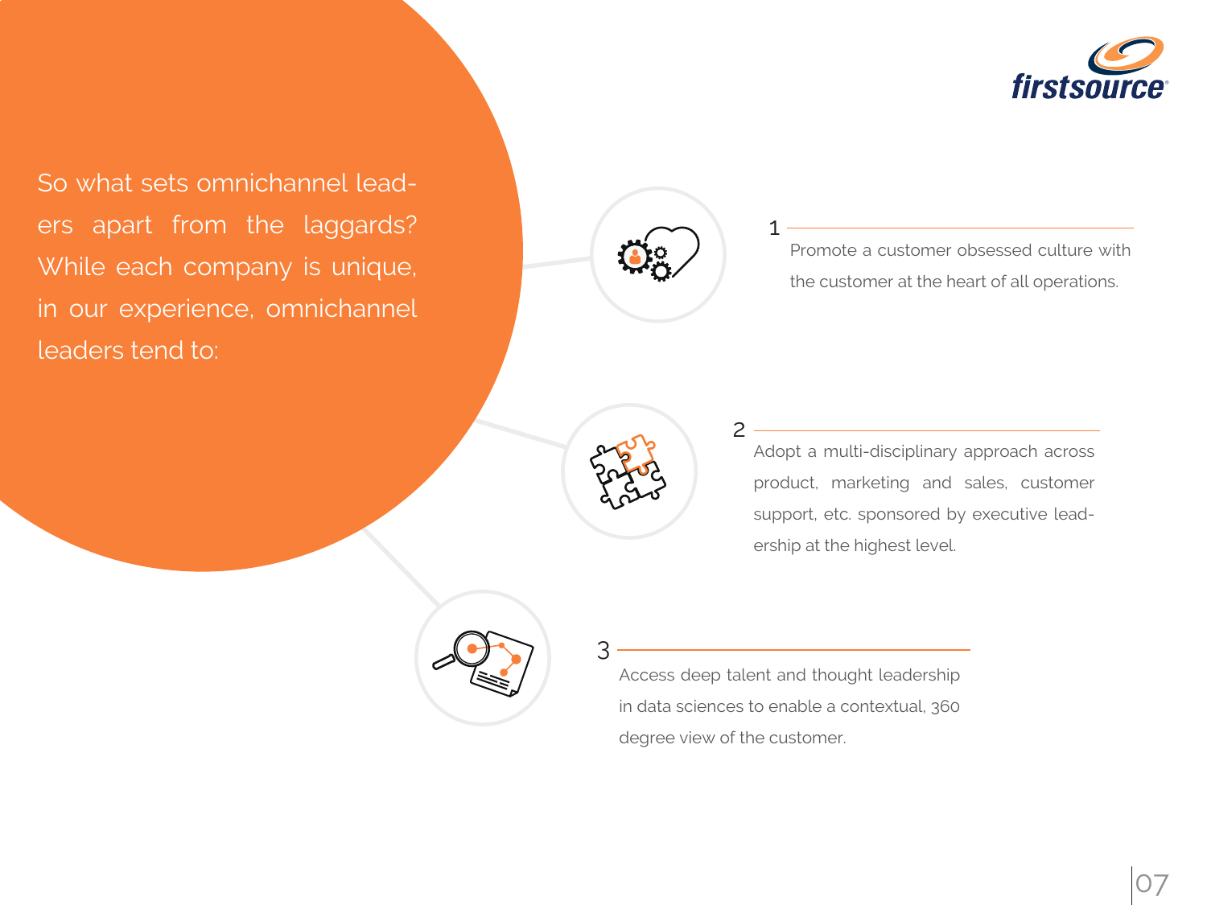So what sets omnichannel leaders apart from the laggards? While each company is unique, in our experience, omnichannel leaders tend to:

1. Promote a customer obsessed culture with the customer at the heart of all operations.

2. Adopt a multi-disciplinary approach across product, marketing and sales, customer support, etc. sponsored by executive leadership at the highest level.

3. Access deep talent and thought leadership in data sciences to enable a contextual, 360 degree view of the customer.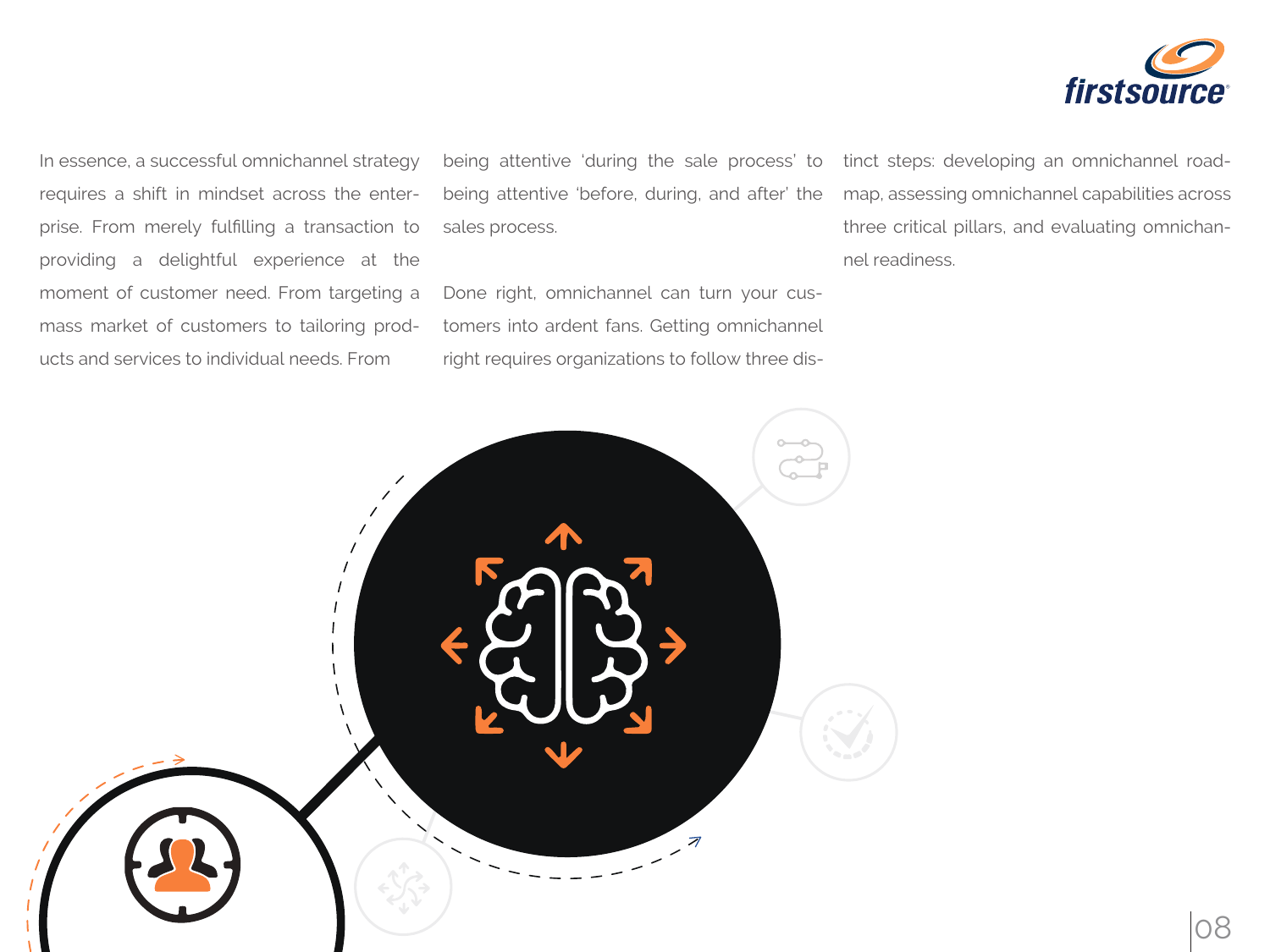In essence, a successful omnichannel strategy requires a shift in mindset across the enterprise. From merely fulfilling a transaction to providing a delightful experience at the moment of customer need. From targeting a mass market of customers to tailoring products and services to individual needs. From being attentive 'during the sale process' to being attentive 'before, during, and after' the sales process.

Done right, omnichannel can turn your customers into ardent fans. Getting omnichannel right requires organizations to follow three distinct steps: developing an omnichannel roadmap, assessing omnichannel capabilities across three critical pillars, and evaluating omnichannel readiness.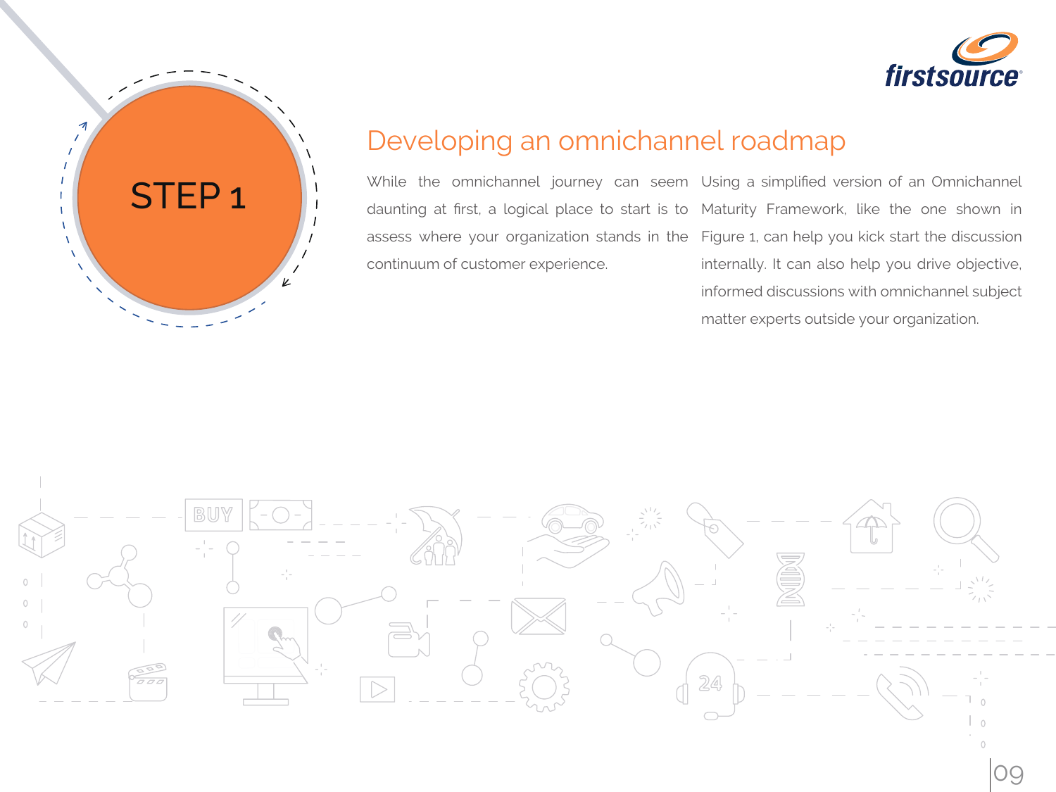STEP 1

## Developing an omnichannel roadmap

While the omnichannel journey can seem daunting at first, a logical place to start is to assess where your organization stands in the continuum of customer experience.

Using a simplified version of an Omnichannel Maturity Framework, like the one shown in Figure 1, can help you kick start the discussion internally. It can also help you drive objective, informed discussions with omnichannel subject matter experts outside your organization.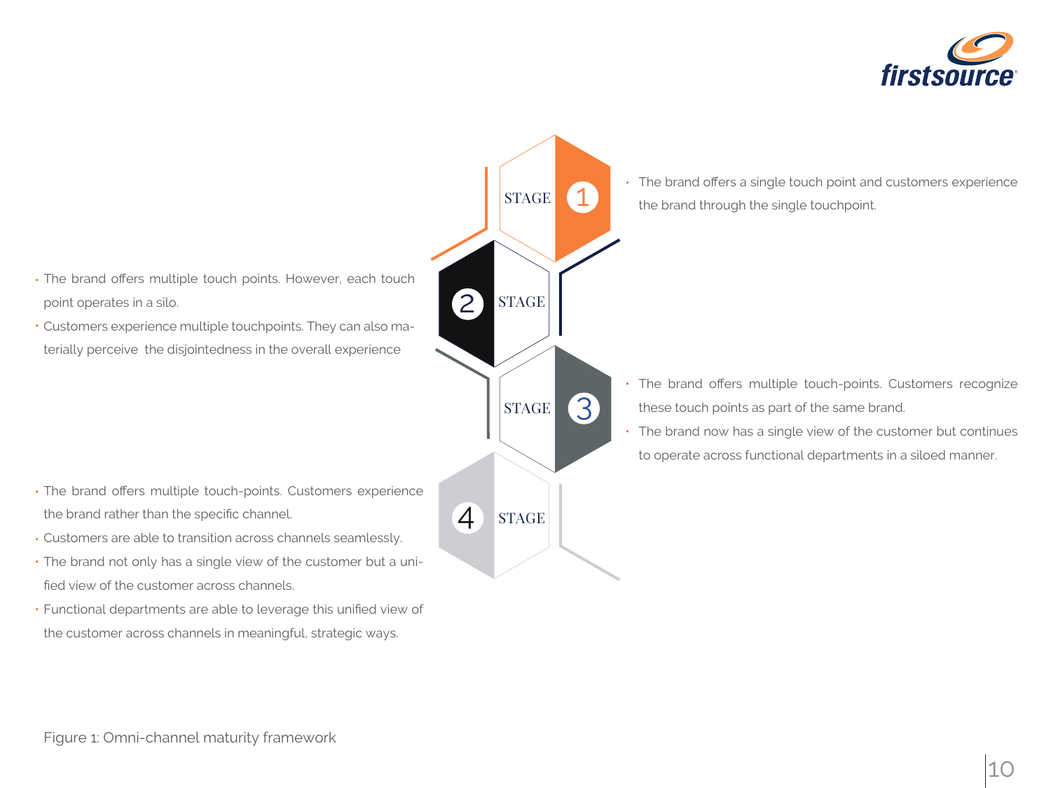**STAGE 1**

- The brand offers a single touch point and customers experience the brand through the single touchpoint.

**STAGE 2**

- The brand offers multiple touch points. However, each touch point operates in a silo.
- Customers experience multiple touchpoints. They can also materially perceive the disjointedness in the overall experience

**STAGE 3**

- The brand offers multiple touch-points. Customers recognize these touch points as part of the same brand.
- The brand now has a single view of the customer but continues to operate across functional departments in a siloed manner.

**STAGE 4**

- The brand offers multiple touch-points. Customers experience the brand rather than the specific channel.
- Customers are able to transition across channels seamlessly.
- The brand not only has a single view of the customer but a unified view of the customer across channels.
- Functional departments are able to leverage this unified view of the customer across channels in meaningful, strategic ways.

Figure 1: Omni-channel maturity framework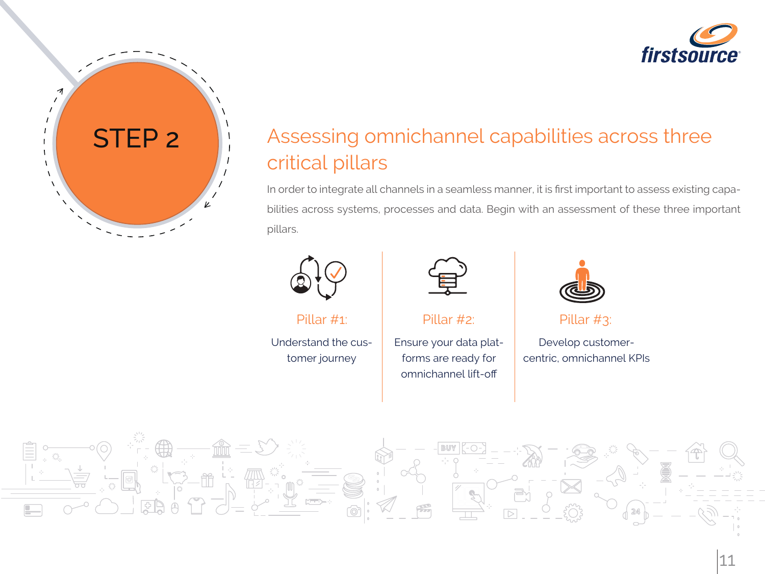## STEP 2

# Assessing omnichannel capabilities across three critical pillars

In order to integrate all channels in a seamless manner, it is first important to assess existing capabilities across systems, processes and data. Begin with an assessment of these three important pillars.

### Pillar #1:

Understand the customer journey

### Pillar #2:

Ensure your data platforms are ready for omnichannel lift-off

### Pillar #3:

Develop customer-centric, omnichannel KPIs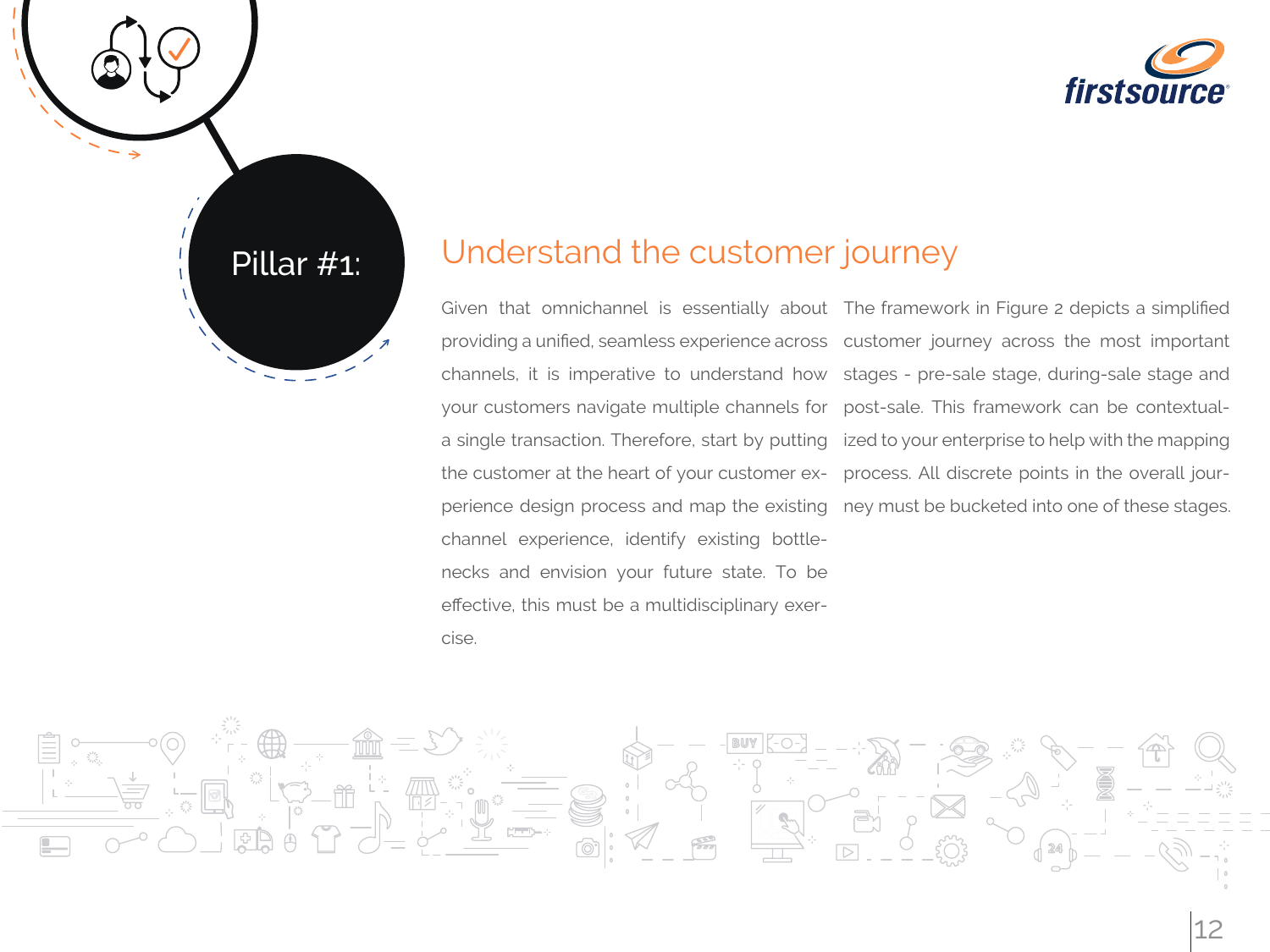## Pillar #1:

# Understand the customer journey

Given that omnichannel is essentially about providing a unified, seamless experience across channels, it is imperative to understand how your customers navigate multiple channels for a single transaction. Therefore, start by putting the customer at the heart of your customer experience design process and map the existing channel experience, identify existing bottlenecks and envision your future state. To be effective, this must be a multidisciplinary exercise.

The framework in Figure 2 depicts a simplified customer journey across the most important stages - pre-sale stage, during-sale stage and post-sale. This framework can be contextualized to your enterprise to help with the mapping process. All discrete points in the overall journey must be bucketed into one of these stages.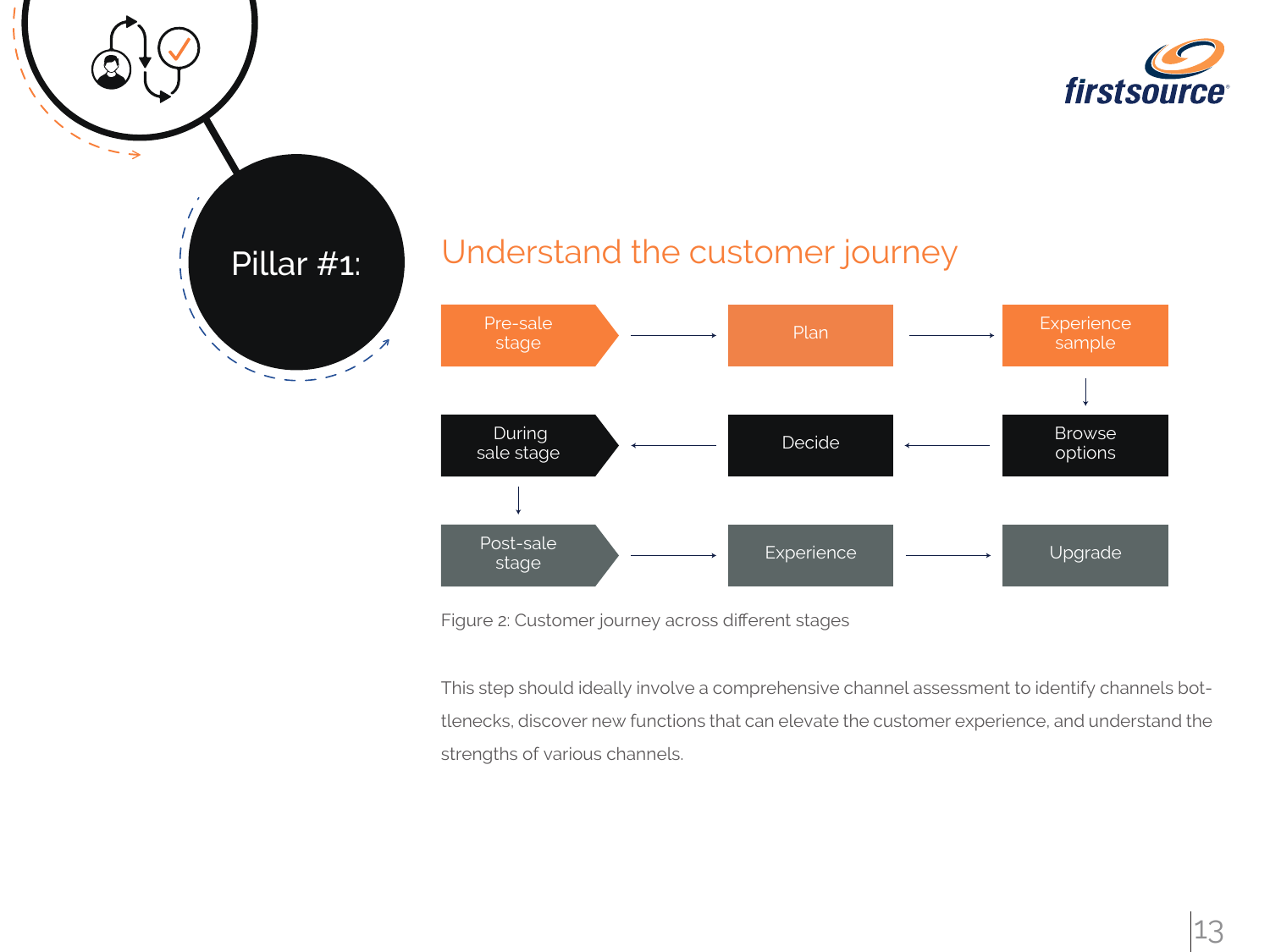## Pillar #1:

# Understand the customer journey

| Stage | Step 1 | Step 2 |
| --- | --- | --- |
| Pre-sale stage | Plan | Experience sample |
| During sale stage | Browse options | Decide |
| Post-sale stage | Experience | Upgrade |

Figure 2: Customer journey across different stages

This step should ideally involve a comprehensive channel assessment to identify channels bottlenecks, discover new functions that can elevate the customer experience, and understand the strengths of various channels.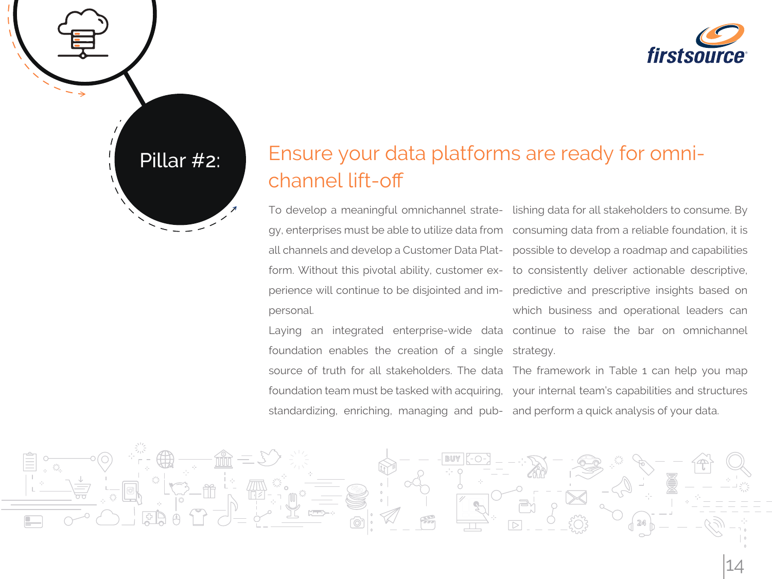Pillar #2:

## Ensure your data platforms are ready for omni-channel lift-off

To develop a meaningful omnichannel strategy, enterprises must be able to utilize data from all channels and develop a Customer Data Platform. Without this pivotal ability, customer experience will continue to be disjointed and impersonal.

Laying an integrated enterprise-wide data foundation enables the creation of a single source of truth for all stakeholders. The data foundation team must be tasked with acquiring, standardizing, enriching, managing and publishing data for all stakeholders to consume. By consuming data from a reliable foundation, it is possible to develop a roadmap and capabilities to consistently deliver actionable descriptive, predictive and prescriptive insights based on which business and operational leaders can continue to raise the bar on omnichannel strategy.

The framework in Table 1 can help you map your internal team's capabilities and structures and perform a quick analysis of your data.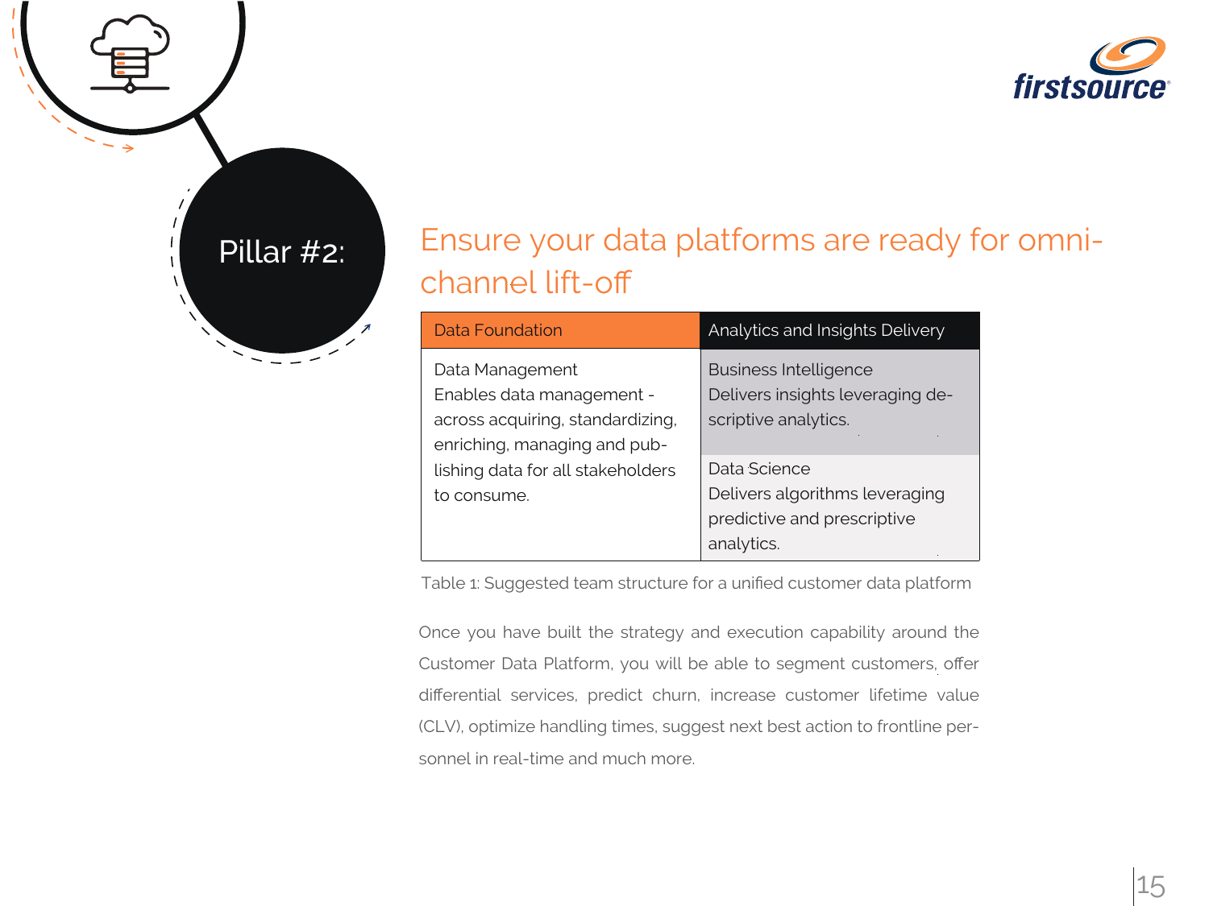## Pillar #2:

## Ensure your data platforms are ready for omni-channel lift-off

| Data Foundation | Analytics and Insights Delivery |
|---|---|
| Data Management<br>Enables data management - across acquiring, standardizing, enriching, managing and publishing data for all stakeholders to consume. | Business Intelligence<br>Delivers insights leveraging descriptive analytics. |
| | Data Science<br>Delivers algorithms leveraging predictive and prescriptive analytics. |

Table 1: Suggested team structure for a unified customer data platform

Once you have built the strategy and execution capability around the Customer Data Platform, you will be able to segment customers, offer differential services, predict churn, increase customer lifetime value (CLV), optimize handling times, suggest next best action to frontline personnel in real-time and much more.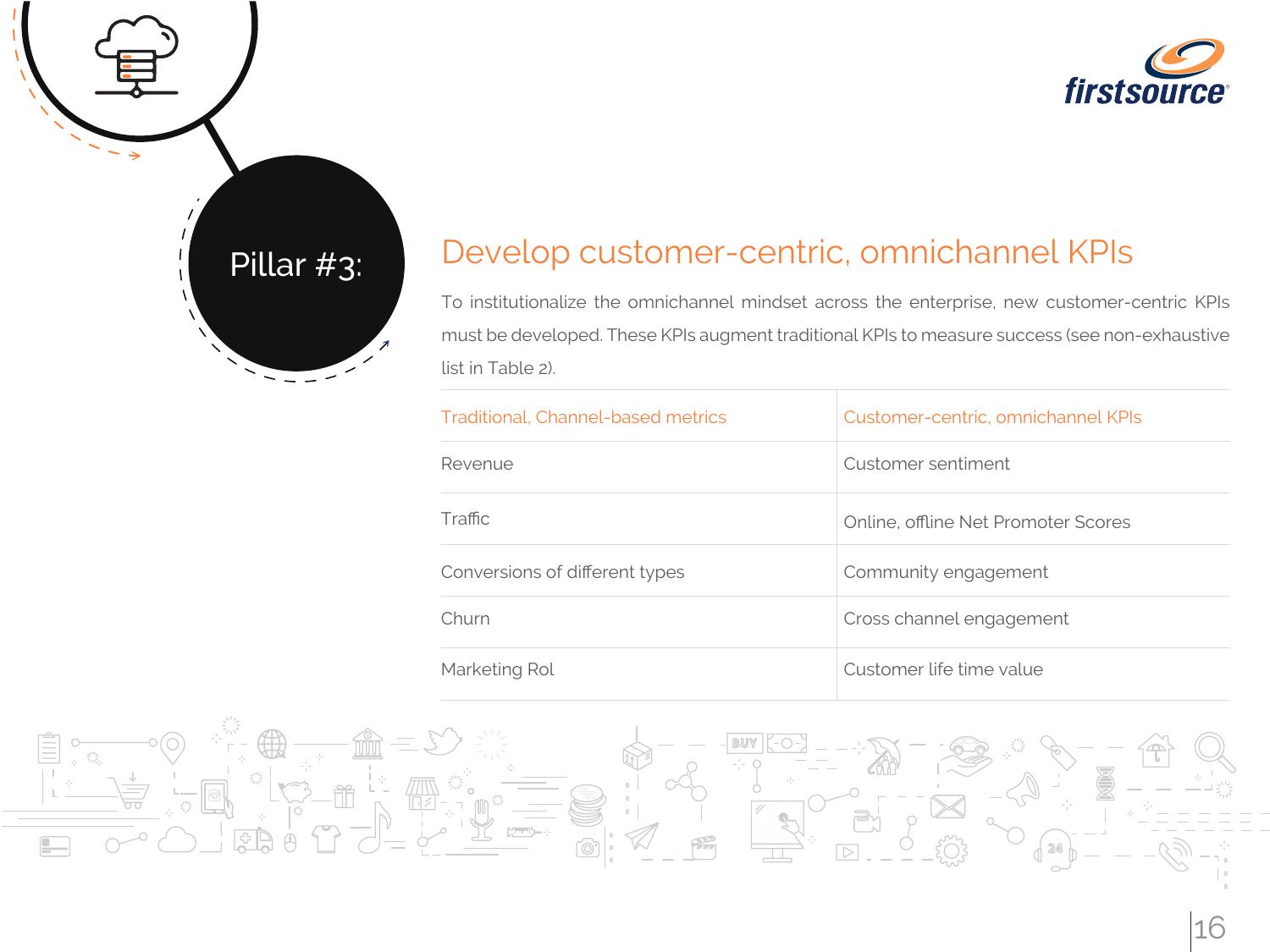## Pillar #3:

# Develop customer-centric, omnichannel KPIs

To institutionalize the omnichannel mindset across the enterprise, new customer-centric KPIs must be developed. These KPIs augment traditional KPIs to measure success (see non-exhaustive list in Table 2).

| Traditional, Channel-based metrics | Customer-centric, omnichannel KPIs |
|---|---|
| Revenue | Customer sentiment |
| Traffic | Online, offline Net Promoter Scores |
| Conversions of different types | Community engagement |
| Churn | Cross channel engagement |
| Marketing RoI | Customer life time value |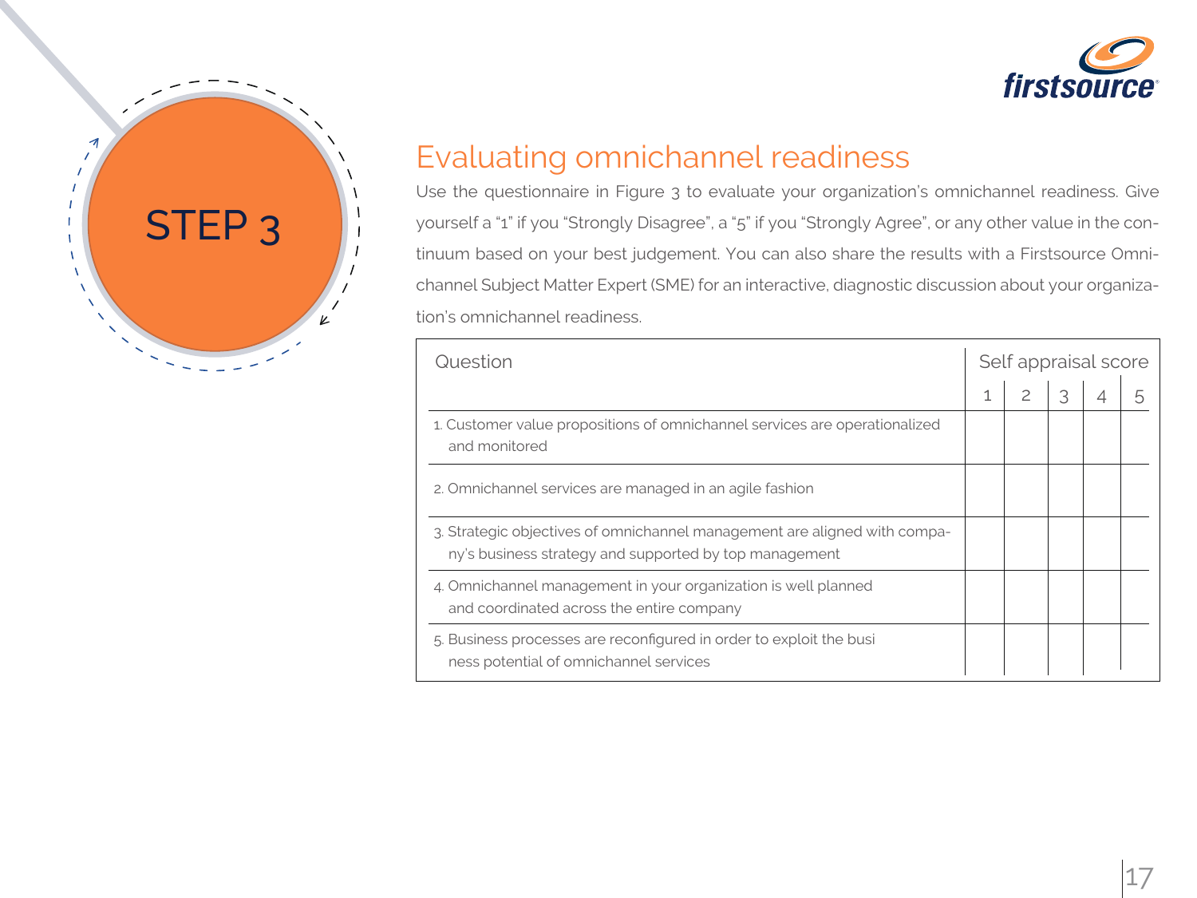STEP 3

## Evaluating omnichannel readiness

Use the questionnaire in Figure 3 to evaluate your organization's omnichannel readiness. Give yourself a "1" if you "Strongly Disagree", a "5" if you "Strongly Agree", or any other value in the continuum based on your best judgement. You can also share the results with a Firstsource Omnichannel Subject Matter Expert (SME) for an interactive, diagnostic discussion about your organization's omnichannel readiness.

| Question | Self appraisal score | | | | |
|---|---|---|---|---|---|
| | 1 | 2 | 3 | 4 | 5 |
| 1. Customer value propositions of omnichannel services are operationalized and monitored | | | | | |
| 2. Omnichannel services are managed in an agile fashion | | | | | |
| 3. Strategic objectives of omnichannel management are aligned with company's business strategy and supported by top management | | | | | |
| 4. Omnichannel management in your organization is well planned and coordinated across the entire company | | | | | |
| 5. Business processes are reconfigured in order to exploit the business potential of omnichannel services | | | | | |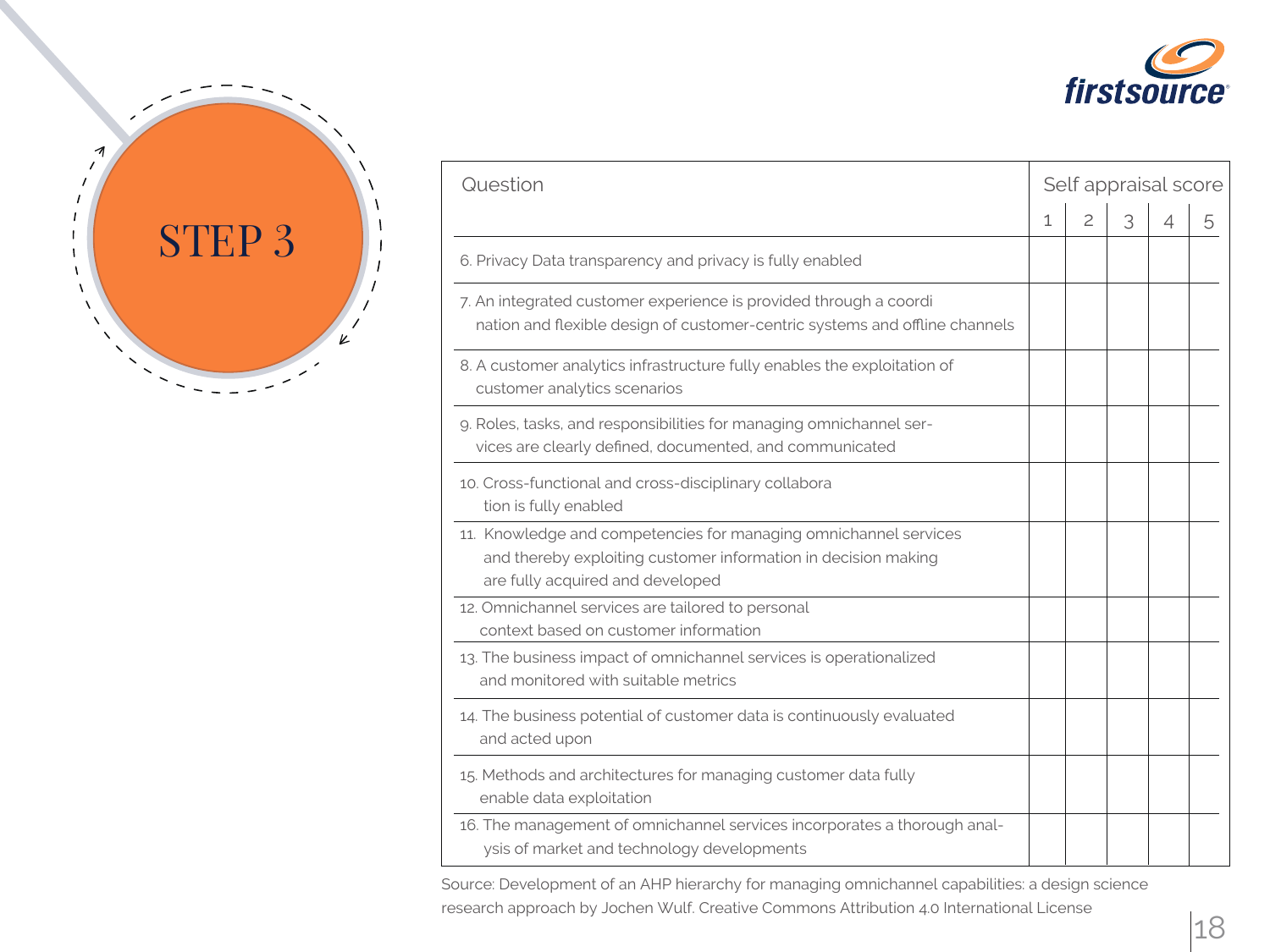# STEP 3

| Question | Self appraisal score | | | | |
|---|---|---|---|---|---|
| | 1 | 2 | 3 | 4 | 5 |
| 6. Privacy Data transparency and privacy is fully enabled | | | | | |
| 7. An integrated customer experience is provided through a coordination and flexible design of customer-centric systems and offline channels | | | | | |
| 8. A customer analytics infrastructure fully enables the exploitation of customer analytics scenarios | | | | | |
| 9. Roles, tasks, and responsibilities for managing omnichannel services are clearly defined, documented, and communicated | | | | | |
| 10. Cross-functional and cross-disciplinary collaboration is fully enabled | | | | | |
| 11. Knowledge and competencies for managing omnichannel services and thereby exploiting customer information in decision making are fully acquired and developed | | | | | |
| 12. Omnichannel services are tailored to personal context based on customer information | | | | | |
| 13. The business impact of omnichannel services is operationalized and monitored with suitable metrics | | | | | |
| 14. The business potential of customer data is continuously evaluated and acted upon | | | | | |
| 15. Methods and architectures for managing customer data fully enable data exploitation | | | | | |
| 16. The management of omnichannel services incorporates a thorough analysis of market and technology developments | | | | | |

Source: Development of an AHP hierarchy for managing omnichannel capabilities: a design science research approach by Jochen Wulf. Creative Commons Attribution 4.0 International License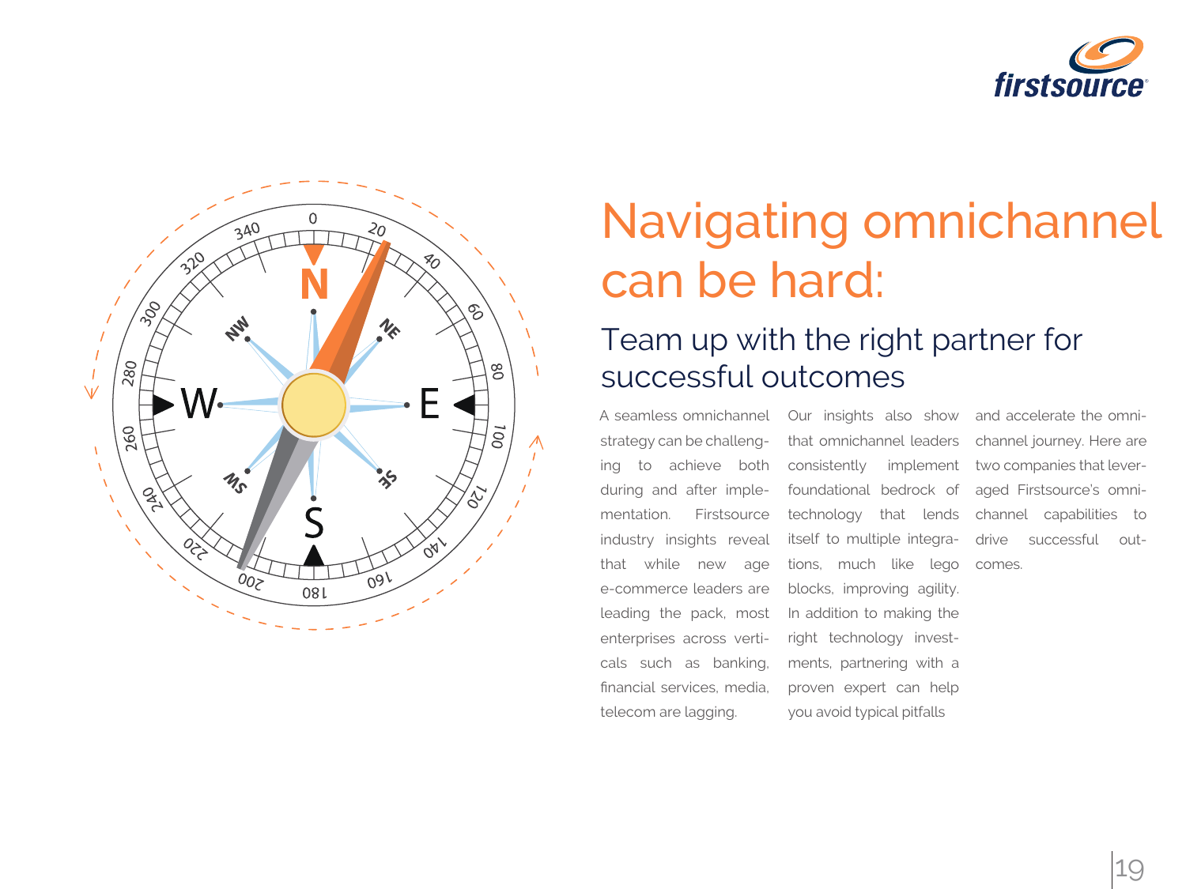# Navigating omnichannel can be hard:

## Team up with the right partner for successful outcomes

A seamless omnichannel strategy can be challenging to achieve both during and after implementation. Firstsource industry insights reveal that while new age e-commerce leaders are leading the pack, most enterprises across verticals such as banking, financial services, media, telecom are lagging.

Our insights also show that omnichannel leaders consistently implement foundational bedrock of technology that lends itself to multiple integrations, much like lego blocks, improving agility. In addition to making the right technology investments, partnering with a proven expert can help you avoid typical pitfalls and accelerate the omnichannel journey. Here are two companies that leveraged Firstsource's omnichannel capabilities to drive successful outcomes.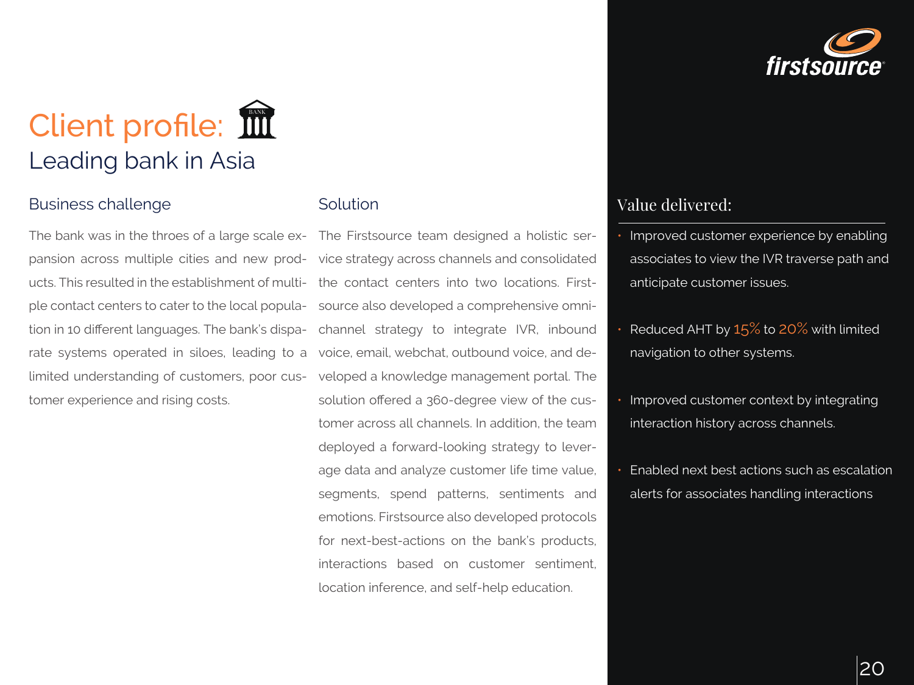# Client profile:
## Leading bank in Asia

### Business challenge

The bank was in the throes of a large scale expansion across multiple cities and new products. This resulted in the establishment of multiple contact centers to cater to the local population in 10 different languages. The bank's disparate systems operated in siloes, leading to a limited understanding of customers, poor customer experience and rising costs.

### Solution

The Firstsource team designed a holistic service strategy across channels and consolidated the contact centers into two locations. Firstsource also developed a comprehensive omnichannel strategy to integrate IVR, inbound voice, email, webchat, outbound voice, and developed a knowledge management portal. The solution offered a 360-degree view of the customer across all channels. In addition, the team deployed a forward-looking strategy to leverage data and analyze customer life time value, segments, spend patterns, sentiments and emotions. Firstsource also developed protocols for next-best-actions on the bank's products, interactions based on customer sentiment, location inference, and self-help education.

### Value delivered:

- Improved customer experience by enabling associates to view the IVR traverse path and anticipate customer issues.
- Reduced AHT by 15% to 20% with limited navigation to other systems.
- Improved customer context by integrating interaction history across channels.
- Enabled next best actions such as escalation alerts for associates handling interactions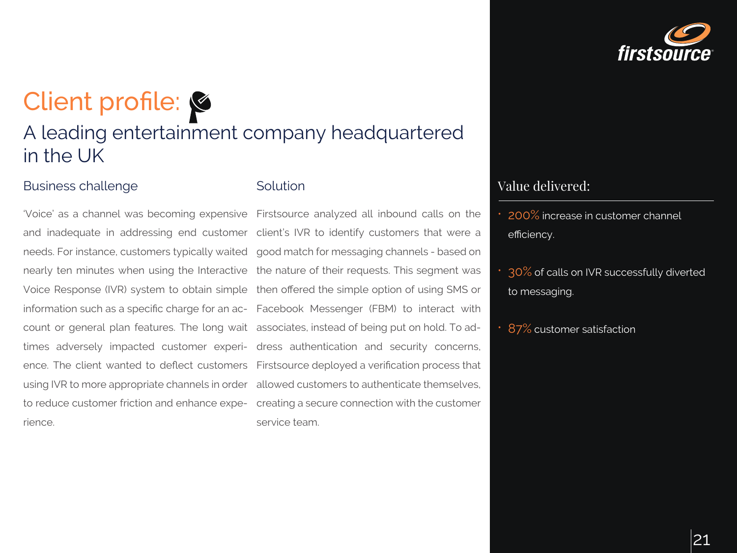# Client profile:

## A leading entertainment company headquartered in the UK

### Business challenge

'Voice' as a channel was becoming expensive and inadequate in addressing end customer needs. For instance, customers typically waited nearly ten minutes when using the Interactive Voice Response (IVR) system to obtain simple information such as a specific charge for an account or general plan features. The long wait times adversely impacted customer experience. The client wanted to deflect customers using IVR to more appropriate channels in order to reduce customer friction and enhance experience.

### Solution

Firstsource analyzed all inbound calls on the client's IVR to identify customers that were a good match for messaging channels - based on the nature of their requests. This segment was then offered the simple option of using SMS or Facebook Messenger (FBM) to interact with associates, instead of being put on hold. To address authentication and security concerns, Firstsource deployed a verification process that allowed customers to authenticate themselves, creating a secure connection with the customer service team.

### Value delivered:

- 200% increase in customer channel efficiency.
- 30% of calls on IVR successfully diverted to messaging.
- 87% customer satisfaction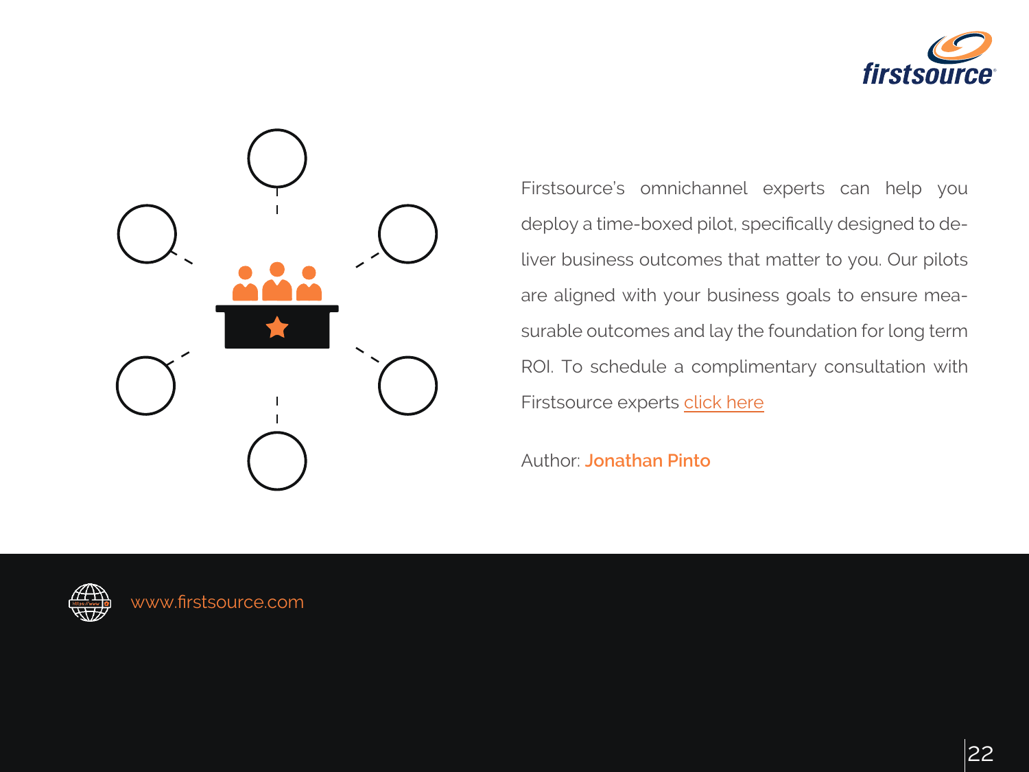Firstsource's omnichannel experts can help you deploy a time-boxed pilot, specifically designed to deliver business outcomes that matter to you. Our pilots are aligned with your business goals to ensure measurable outcomes and lay the foundation for long term ROI. To schedule a complimentary consultation with Firstsource experts click here

Author: **Jonathan Pinto**

www.firstsource.com